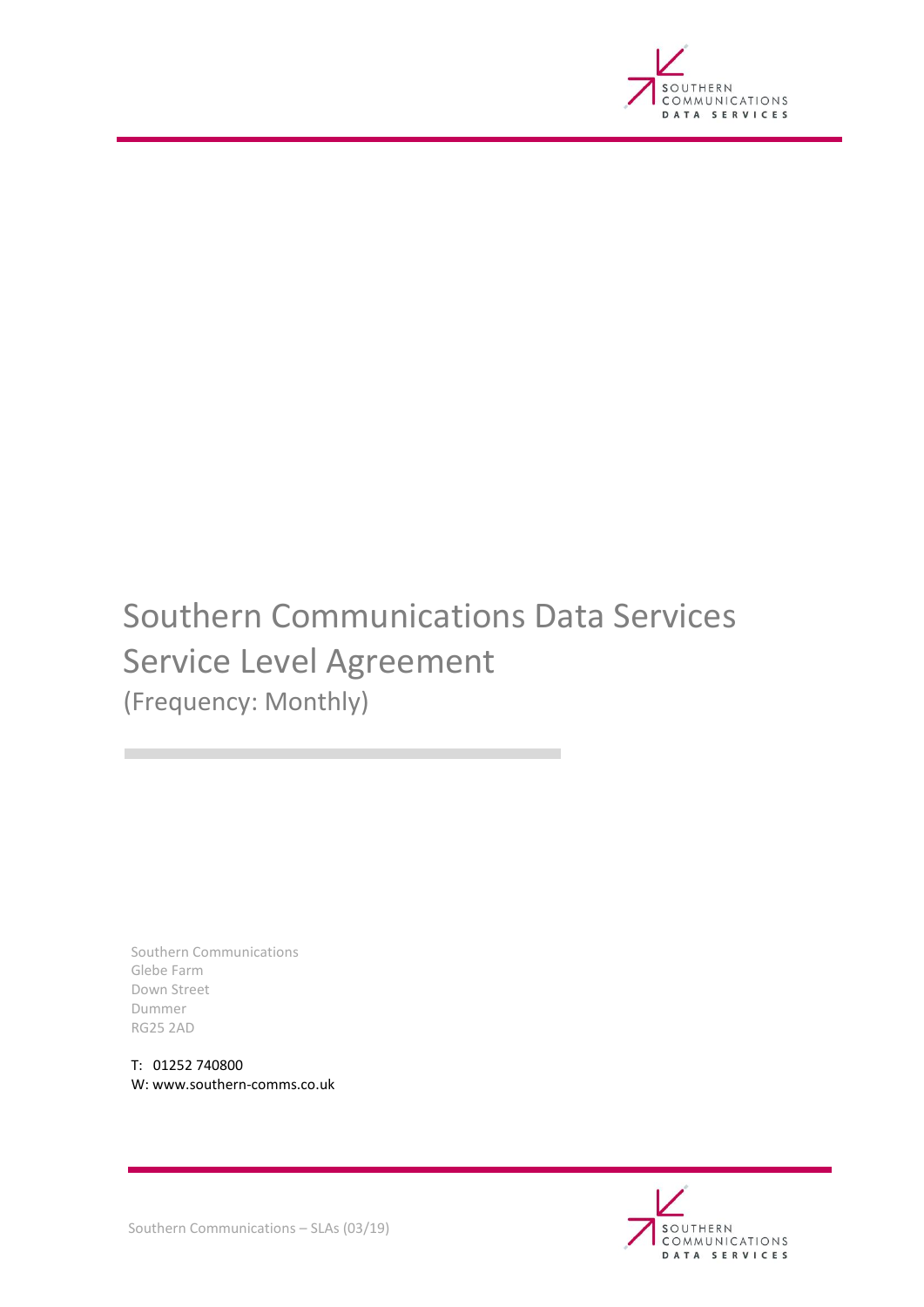# Southern Communications Data Services Service Level Agreement

(Frequency: Monthly)

Southern Communications  
Glebe Farm  
Down Street  
Dummer  
RG25 2AD

T: 01252 740800  
W: www.southern-comms.co.uk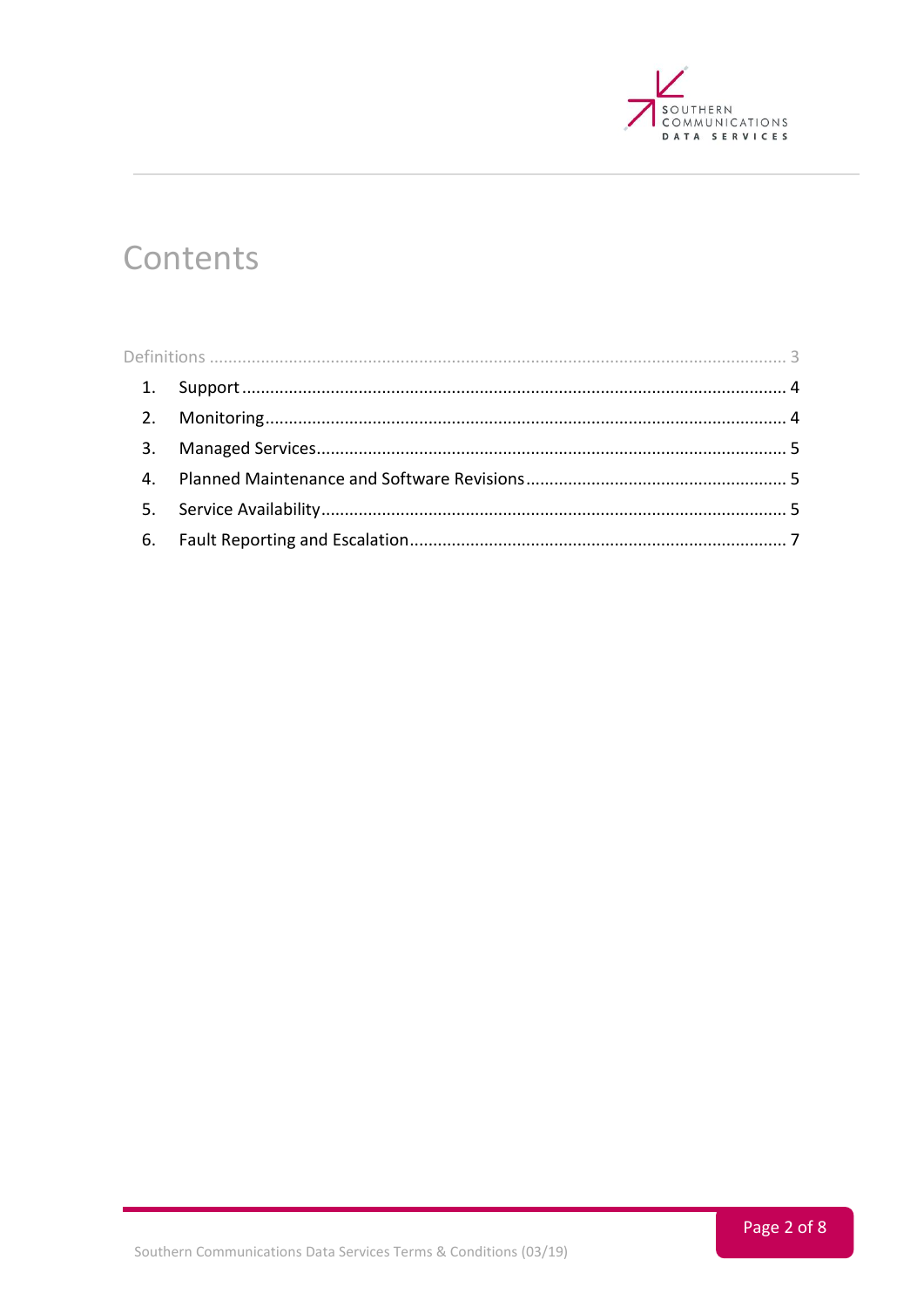# Contents

Definitions ........................................................................................................................ 3

1. Support ................................................................................................................... 4
2. Monitoring .............................................................................................................. 4
3. Managed Services ................................................................................................... 5
4. Planned Maintenance and Software Revisions ........................................................ 5
5. Service Availability .................................................................................................. 5
6. Fault Reporting and Escalation ................................................................................ 7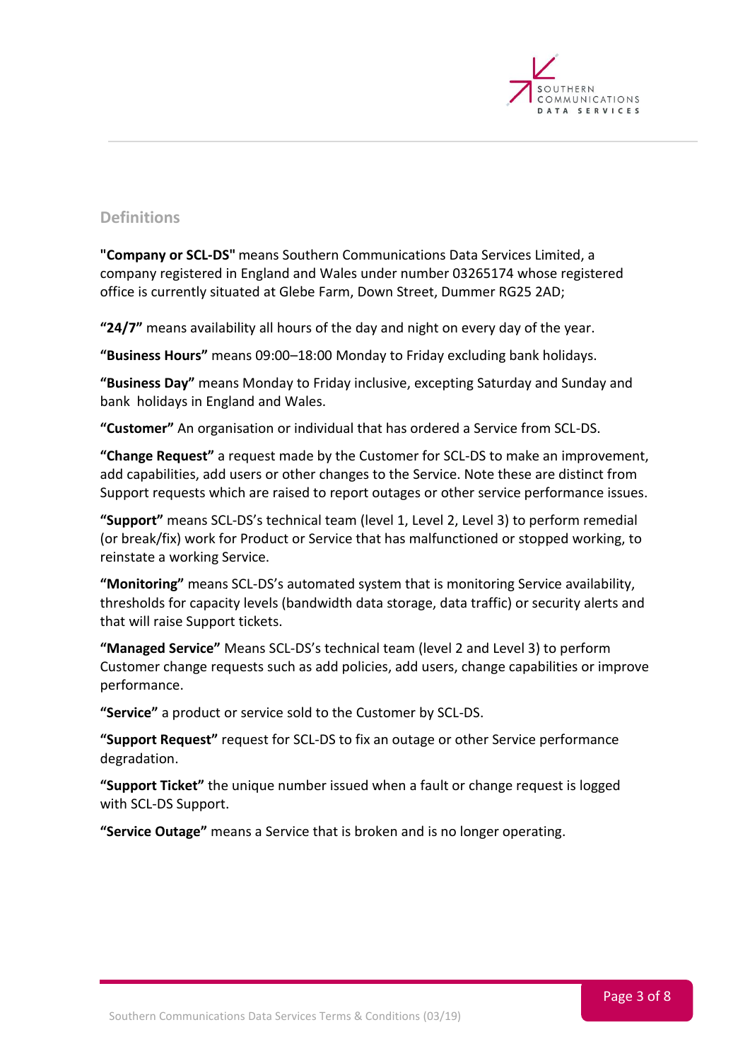## Definitions

**"Company or SCL-DS"** means Southern Communications Data Services Limited, a company registered in England and Wales under number 03265174 whose registered office is currently situated at Glebe Farm, Down Street, Dummer RG25 2AD;

**"24/7"** means availability all hours of the day and night on every day of the year.

**"Business Hours"** means 09:00–18:00 Monday to Friday excluding bank holidays.

**"Business Day"** means Monday to Friday inclusive, excepting Saturday and Sunday and bank holidays in England and Wales.

**"Customer"** An organisation or individual that has ordered a Service from SCL-DS.

**"Change Request"** a request made by the Customer for SCL-DS to make an improvement, add capabilities, add users or other changes to the Service. Note these are distinct from Support requests which are raised to report outages or other service performance issues.

**"Support"** means SCL-DS's technical team (level 1, Level 2, Level 3) to perform remedial (or break/fix) work for Product or Service that has malfunctioned or stopped working, to reinstate a working Service.

**"Monitoring"** means SCL-DS's automated system that is monitoring Service availability, thresholds for capacity levels (bandwidth data storage, data traffic) or security alerts and that will raise Support tickets.

**"Managed Service"** Means SCL-DS's technical team (level 2 and Level 3) to perform Customer change requests such as add policies, add users, change capabilities or improve performance.

**"Service"** a product or service sold to the Customer by SCL-DS.

**"Support Request"** request for SCL-DS to fix an outage or other Service performance degradation.

**"Support Ticket"** the unique number issued when a fault or change request is logged with SCL-DS Support.

**"Service Outage"** means a Service that is broken and is no longer operating.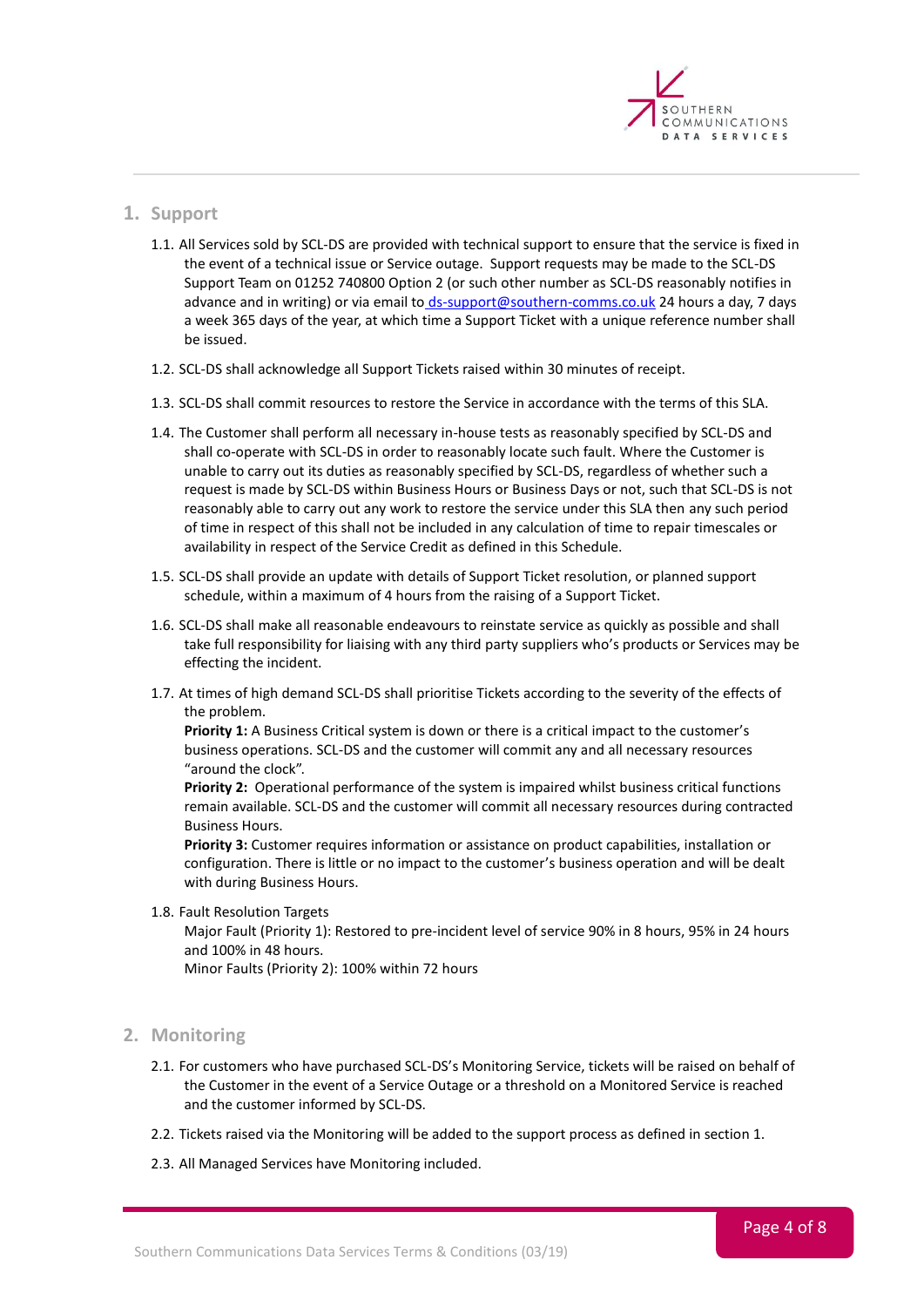## 1. Support

1.1. All Services sold by SCL-DS are provided with technical support to ensure that the service is fixed in the event of a technical issue or Service outage. Support requests may be made to the SCL-DS Support Team on 01252 740800 Option 2 (or such other number as SCL-DS reasonably notifies in advance and in writing) or via email to ds-support@southern-comms.co.uk 24 hours a day, 7 days a week 365 days of the year, at which time a Support Ticket with a unique reference number shall be issued.

1.2. SCL-DS shall acknowledge all Support Tickets raised within 30 minutes of receipt.

1.3. SCL-DS shall commit resources to restore the Service in accordance with the terms of this SLA.

1.4. The Customer shall perform all necessary in-house tests as reasonably specified by SCL-DS and shall co-operate with SCL-DS in order to reasonably locate such fault. Where the Customer is unable to carry out its duties as reasonably specified by SCL-DS, regardless of whether such a request is made by SCL-DS within Business Hours or Business Days or not, such that SCL-DS is not reasonably able to carry out any work to restore the service under this SLA then any such period of time in respect of this shall not be included in any calculation of time to repair timescales or availability in respect of the Service Credit as defined in this Schedule.

1.5. SCL-DS shall provide an update with details of Support Ticket resolution, or planned support schedule, within a maximum of 4 hours from the raising of a Support Ticket.

1.6. SCL-DS shall make all reasonable endeavours to reinstate service as quickly as possible and shall take full responsibility for liaising with any third party suppliers who's products or Services may be effecting the incident.

1.7. At times of high demand SCL-DS shall prioritise Tickets according to the severity of the effects of the problem.
**Priority 1:** A Business Critical system is down or there is a critical impact to the customer's business operations. SCL-DS and the customer will commit any and all necessary resources "around the clock".
**Priority 2:** Operational performance of the system is impaired whilst business critical functions remain available. SCL-DS and the customer will commit all necessary resources during contracted Business Hours.
**Priority 3:** Customer requires information or assistance on product capabilities, installation or configuration. There is little or no impact to the customer's business operation and will be dealt with during Business Hours.

1.8. Fault Resolution Targets
Major Fault (Priority 1): Restored to pre-incident level of service 90% in 8 hours, 95% in 24 hours and 100% in 48 hours.
Minor Faults (Priority 2): 100% within 72 hours

## 2. Monitoring

2.1. For customers who have purchased SCL-DS's Monitoring Service, tickets will be raised on behalf of the Customer in the event of a Service Outage or a threshold on a Monitored Service is reached and the customer informed by SCL-DS.

2.2. Tickets raised via the Monitoring will be added to the support process as defined in section 1.

2.3. All Managed Services have Monitoring included.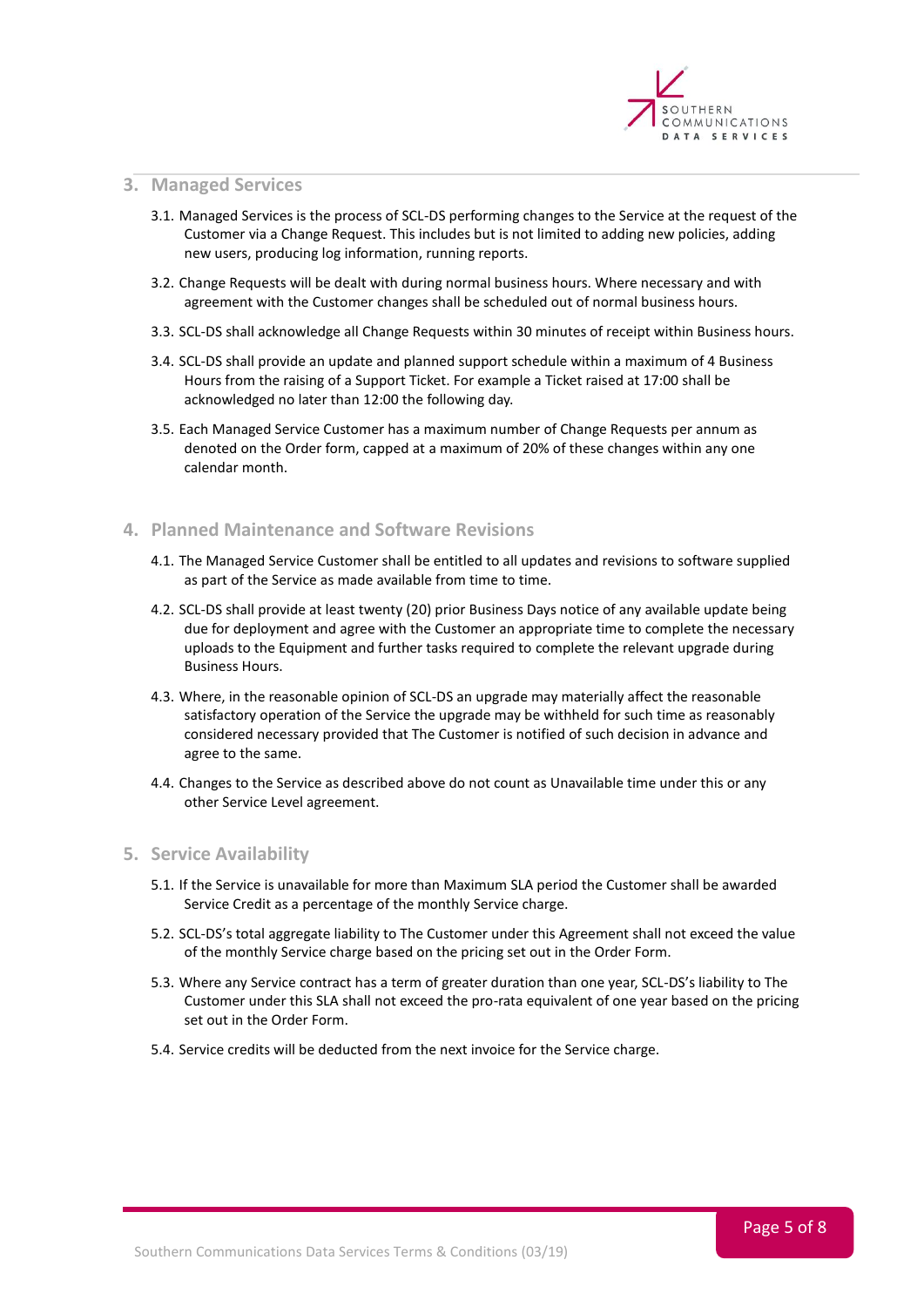## 3. Managed Services

3.1. Managed Services is the process of SCL-DS performing changes to the Service at the request of the Customer via a Change Request. This includes but is not limited to adding new policies, adding new users, producing log information, running reports.

3.2. Change Requests will be dealt with during normal business hours. Where necessary and with agreement with the Customer changes shall be scheduled out of normal business hours.

3.3. SCL-DS shall acknowledge all Change Requests within 30 minutes of receipt within Business hours.

3.4. SCL-DS shall provide an update and planned support schedule within a maximum of 4 Business Hours from the raising of a Support Ticket. For example a Ticket raised at 17:00 shall be acknowledged no later than 12:00 the following day.

3.5. Each Managed Service Customer has a maximum number of Change Requests per annum as denoted on the Order form, capped at a maximum of 20% of these changes within any one calendar month.

## 4. Planned Maintenance and Software Revisions

4.1. The Managed Service Customer shall be entitled to all updates and revisions to software supplied as part of the Service as made available from time to time.

4.2. SCL-DS shall provide at least twenty (20) prior Business Days notice of any available update being due for deployment and agree with the Customer an appropriate time to complete the necessary uploads to the Equipment and further tasks required to complete the relevant upgrade during Business Hours.

4.3. Where, in the reasonable opinion of SCL-DS an upgrade may materially affect the reasonable satisfactory operation of the Service the upgrade may be withheld for such time as reasonably considered necessary provided that The Customer is notified of such decision in advance and agree to the same.

4.4. Changes to the Service as described above do not count as Unavailable time under this or any other Service Level agreement.

## 5. Service Availability

5.1. If the Service is unavailable for more than Maximum SLA period the Customer shall be awarded Service Credit as a percentage of the monthly Service charge.

5.2. SCL-DS's total aggregate liability to The Customer under this Agreement shall not exceed the value of the monthly Service charge based on the pricing set out in the Order Form.

5.3. Where any Service contract has a term of greater duration than one year, SCL-DS's liability to The Customer under this SLA shall not exceed the pro-rata equivalent of one year based on the pricing set out in the Order Form.

5.4. Service credits will be deducted from the next invoice for the Service charge.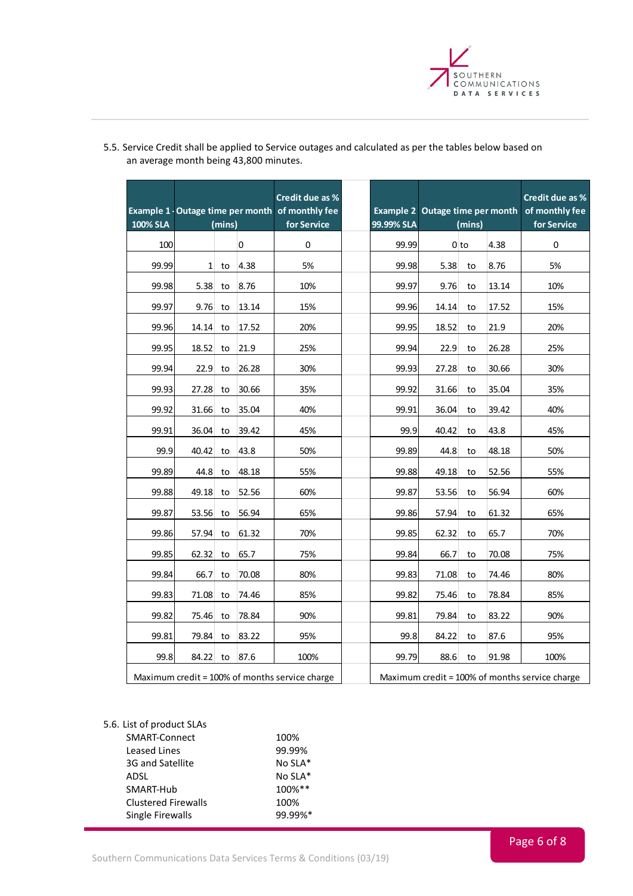5.5. Service Credit shall be applied to Service outages and calculated as per the tables below based on an average month being 43,800 minutes.

| Example 1 - 100% SLA | Outage time per month (mins) | | | Credit due as % of monthly fee for Service |
|---|---|---|---|---|
| 100 | | | 0 | 0 |
| 99.99 | 1 | to | 4.38 | 5% |
| 99.98 | 5.38 | to | 8.76 | 10% |
| 99.97 | 9.76 | to | 13.14 | 15% |
| 99.96 | 14.14 | to | 17.52 | 20% |
| 99.95 | 18.52 | to | 21.9 | 25% |
| 99.94 | 22.9 | to | 26.28 | 30% |
| 99.93 | 27.28 | to | 30.66 | 35% |
| 99.92 | 31.66 | to | 35.04 | 40% |
| 99.91 | 36.04 | to | 39.42 | 45% |
| 99.9 | 40.42 | to | 43.8 | 50% |
| 99.89 | 44.8 | to | 48.18 | 55% |
| 99.88 | 49.18 | to | 52.56 | 60% |
| 99.87 | 53.56 | to | 56.94 | 65% |
| 99.86 | 57.94 | to | 61.32 | 70% |
| 99.85 | 62.32 | to | 65.7 | 75% |
| 99.84 | 66.7 | to | 70.08 | 80% |
| 99.83 | 71.08 | to | 74.46 | 85% |
| 99.82 | 75.46 | to | 78.84 | 90% |
| 99.81 | 79.84 | to | 83.22 | 95% |
| 99.8 | 84.22 | to | 87.6 | 100% |
| Maximum credit = 100% of months service charge | | | | |

| Example 2 99.99% SLA | Outage time per month (mins) | | | Credit due as % of monthly fee for Service |
|---|---|---|---|---|
| 99.99 | 0 | to | 4.38 | 0 |
| 99.98 | 5.38 | to | 8.76 | 5% |
| 99.97 | 9.76 | to | 13.14 | 10% |
| 99.96 | 14.14 | to | 17.52 | 15% |
| 99.95 | 18.52 | to | 21.9 | 20% |
| 99.94 | 22.9 | to | 26.28 | 25% |
| 99.93 | 27.28 | to | 30.66 | 30% |
| 99.92 | 31.66 | to | 35.04 | 35% |
| 99.91 | 36.04 | to | 39.42 | 40% |
| 99.9 | 40.42 | to | 43.8 | 45% |
| 99.89 | 44.8 | to | 48.18 | 50% |
| 99.88 | 49.18 | to | 52.56 | 55% |
| 99.87 | 53.56 | to | 56.94 | 60% |
| 99.86 | 57.94 | to | 61.32 | 65% |
| 99.85 | 62.32 | to | 65.7 | 70% |
| 99.84 | 66.7 | to | 70.08 | 75% |
| 99.83 | 71.08 | to | 74.46 | 80% |
| 99.82 | 75.46 | to | 78.84 | 85% |
| 99.81 | 79.84 | to | 83.22 | 90% |
| 99.8 | 84.22 | to | 87.6 | 95% |
| 99.79 | 88.6 | to | 91.98 | 100% |
| Maximum credit = 100% of months service charge | | | | |

5.6. List of product SLAs

| | |
|---|---|
| SMART-Connect | 100% |
| Leased Lines | 99.99% |
| 3G and Satellite | No SLA* |
| ADSL | No SLA* |
| SMART-Hub | 100%** |
| Clustered Firewalls | 100% |
| Single Firewalls | 99.99%* |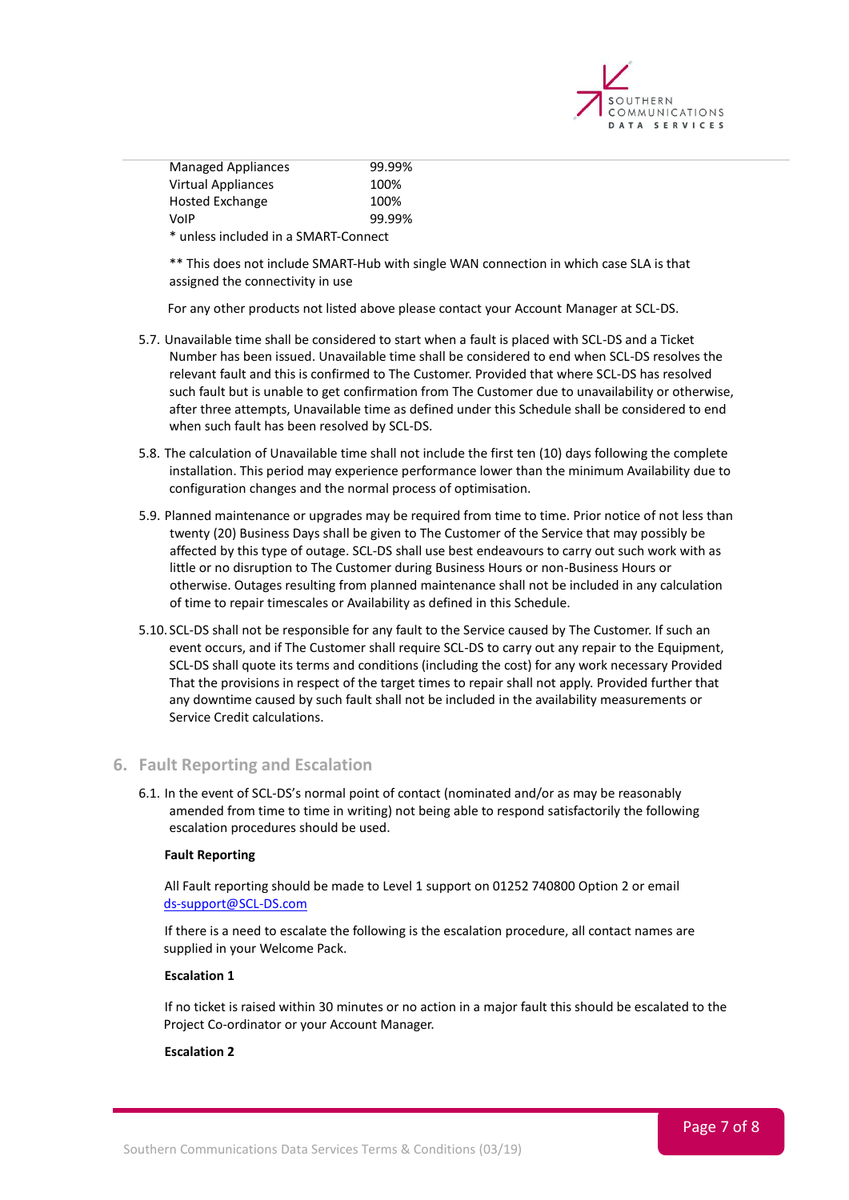| | |
|---|---|
| Managed Appliances | 99.99% |
| Virtual Appliances | 100% |
| Hosted Exchange | 100% |
| VoIP | 99.99% |

* unless included in a SMART-Connect

** This does not include SMART-Hub with single WAN connection in which case SLA is that assigned the connectivity in use

For any other products not listed above please contact your Account Manager at SCL-DS.

5.7. Unavailable time shall be considered to start when a fault is placed with SCL-DS and a Ticket Number has been issued. Unavailable time shall be considered to end when SCL-DS resolves the relevant fault and this is confirmed to The Customer. Provided that where SCL-DS has resolved such fault but is unable to get confirmation from The Customer due to unavailability or otherwise, after three attempts, Unavailable time as defined under this Schedule shall be considered to end when such fault has been resolved by SCL-DS.

5.8. The calculation of Unavailable time shall not include the first ten (10) days following the complete installation. This period may experience performance lower than the minimum Availability due to configuration changes and the normal process of optimisation.

5.9. Planned maintenance or upgrades may be required from time to time. Prior notice of not less than twenty (20) Business Days shall be given to The Customer of the Service that may possibly be affected by this type of outage. SCL-DS shall use best endeavours to carry out such work with as little or no disruption to The Customer during Business Hours or non-Business Hours or otherwise. Outages resulting from planned maintenance shall not be included in any calculation of time to repair timescales or Availability as defined in this Schedule.

5.10. SCL-DS shall not be responsible for any fault to the Service caused by The Customer. If such an event occurs, and if The Customer shall require SCL-DS to carry out any repair to the Equipment, SCL-DS shall quote its terms and conditions (including the cost) for any work necessary Provided That the provisions in respect of the target times to repair shall not apply. Provided further that any downtime caused by such fault shall not be included in the availability measurements or Service Credit calculations.

## 6. Fault Reporting and Escalation

6.1. In the event of SCL-DS's normal point of contact (nominated and/or as may be reasonably amended from time to time in writing) not being able to respond satisfactorily the following escalation procedures should be used.

**Fault Reporting**

All Fault reporting should be made to Level 1 support on 01252 740800 Option 2 or email ds-support@SCL-DS.com

If there is a need to escalate the following is the escalation procedure, all contact names are supplied in your Welcome Pack.

**Escalation 1**

If no ticket is raised within 30 minutes or no action in a major fault this should be escalated to the Project Co-ordinator or your Account Manager.

**Escalation 2**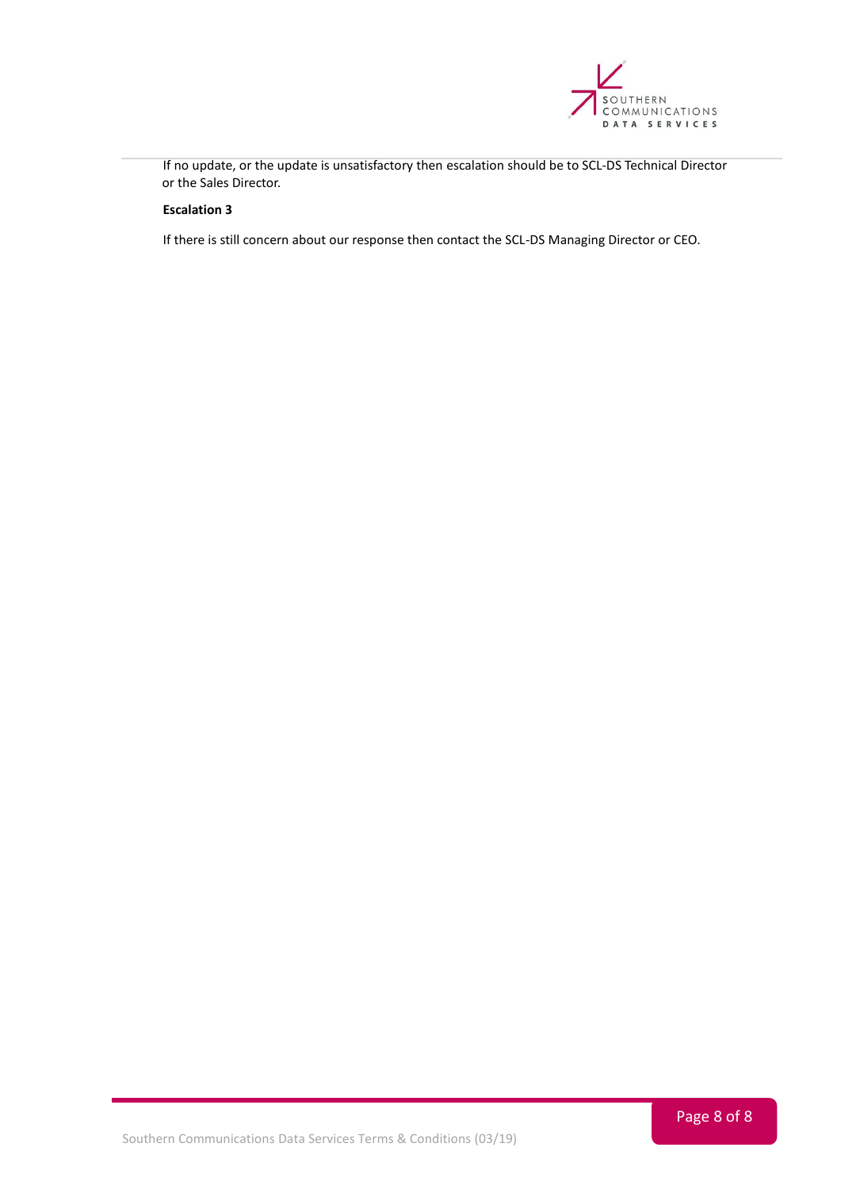If no update, or the update is unsatisfactory then escalation should be to SCL-DS Technical Director or the Sales Director.

**Escalation 3**

If there is still concern about our response then contact the SCL-DS Managing Director or CEO.